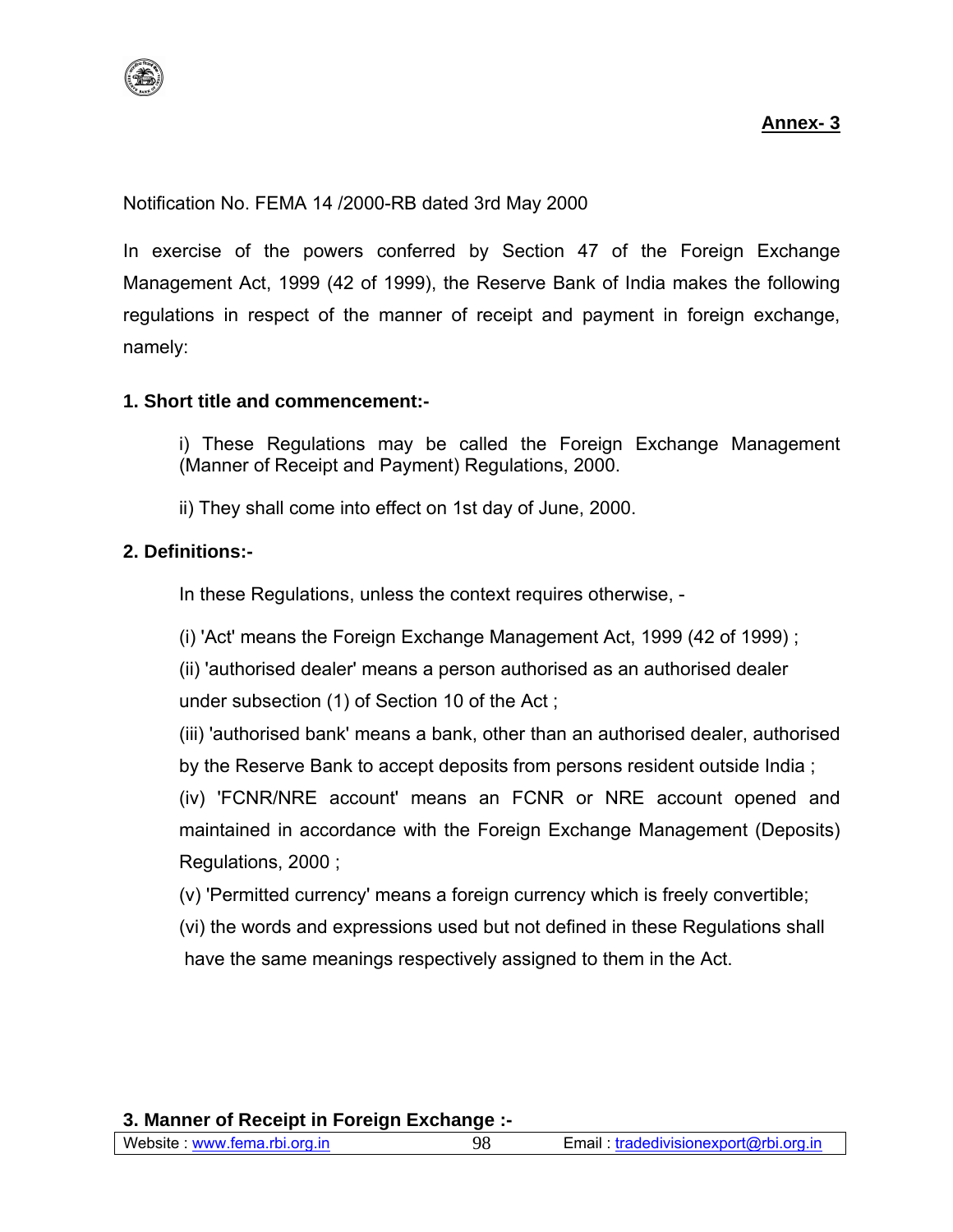**Annex- 3**

Notification No. FEMA 14 /2000-RB dated 3rd May 2000

In exercise of the powers conferred by Section 47 of the Foreign Exchange Management Act, 1999 (42 of 1999), the Reserve Bank of India makes the following regulations in respect of the manner of receipt and payment in foreign exchange, namely:

**1. Short title and commencement:-**

i) These Regulations may be called the Foreign Exchange Management (Manner of Receipt and Payment) Regulations, 2000.

ii) They shall come into effect on 1st day of June, 2000.

**2. Definitions:-**

In these Regulations, unless the context requires otherwise, -

(i) 'Act' means the Foreign Exchange Management Act, 1999 (42 of 1999) ;

(ii) 'authorised dealer' means a person authorised as an authorised dealer under subsection (1) of Section 10 of the Act ;

(iii) 'authorised bank' means a bank, other than an authorised dealer, authorised by the Reserve Bank to accept deposits from persons resident outside India ;

(iv) 'FCNR/NRE account' means an FCNR or NRE account opened and maintained in accordance with the Foreign Exchange Management (Deposits) Regulations, 2000 ;

(v) 'Permitted currency' means a foreign currency which is freely convertible;

(vi) the words and expressions used but not defined in these Regulations shall have the same meanings respectively assigned to them in the Act.

**3. Manner of Receipt in Foreign Exchange :-**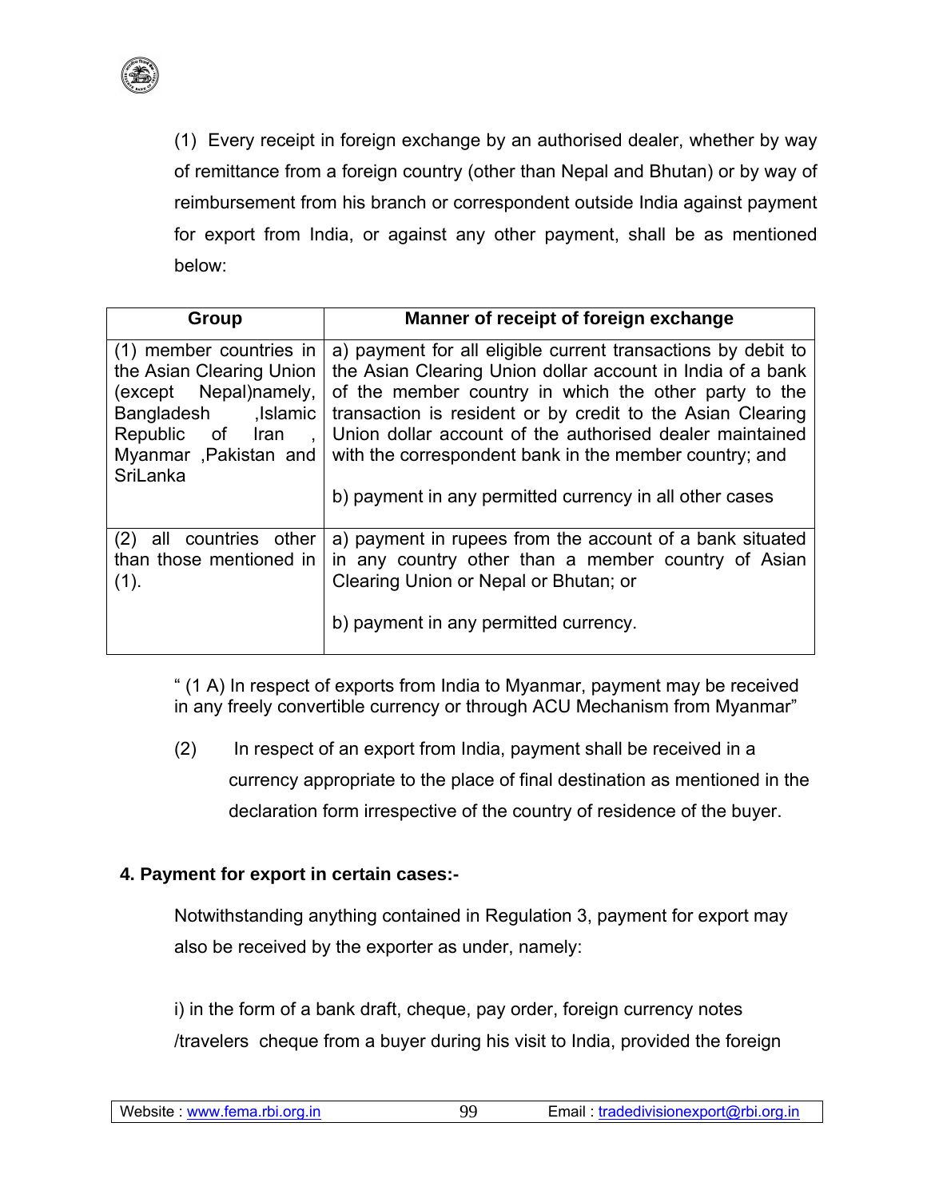(1) Every receipt in foreign exchange by an authorised dealer, whether by way of remittance from a foreign country (other than Nepal and Bhutan) or by way of reimbursement from his branch or correspondent outside India against payment for export from India, or against any other payment, shall be as mentioned below:

| Group | Manner of receipt of foreign exchange |
|---|---|
| (1) member countries in the Asian Clearing Union (except Nepal)namely, Bangladesh ,Islamic Republic of Iran , Myanmar ,Pakistan and SriLanka | a) payment for all eligible current transactions by debit to the Asian Clearing Union dollar account in India of a bank of the member country in which the other party to the transaction is resident or by credit to the Asian Clearing Union dollar account of the authorised dealer maintained with the correspondent bank in the member country; and<br><br>b) payment in any permitted currency in all other cases |
| (2) all countries other than those mentioned in (1). | a) payment in rupees from the account of a bank situated in any country other than a member country of Asian Clearing Union or Nepal or Bhutan; or<br><br>b) payment in any permitted currency. |

" (1 A) In respect of exports from India to Myanmar, payment may be received in any freely convertible currency or through ACU Mechanism from Myanmar"

(2) In respect of an export from India, payment shall be received in a currency appropriate to the place of final destination as mentioned in the declaration form irrespective of the country of residence of the buyer.

**4. Payment for export in certain cases:-**

Notwithstanding anything contained in Regulation 3, payment for export may also be received by the exporter as under, namely:

i) in the form of a bank draft, cheque, pay order, foreign currency notes /travelers cheque from a buyer during his visit to India, provided the foreign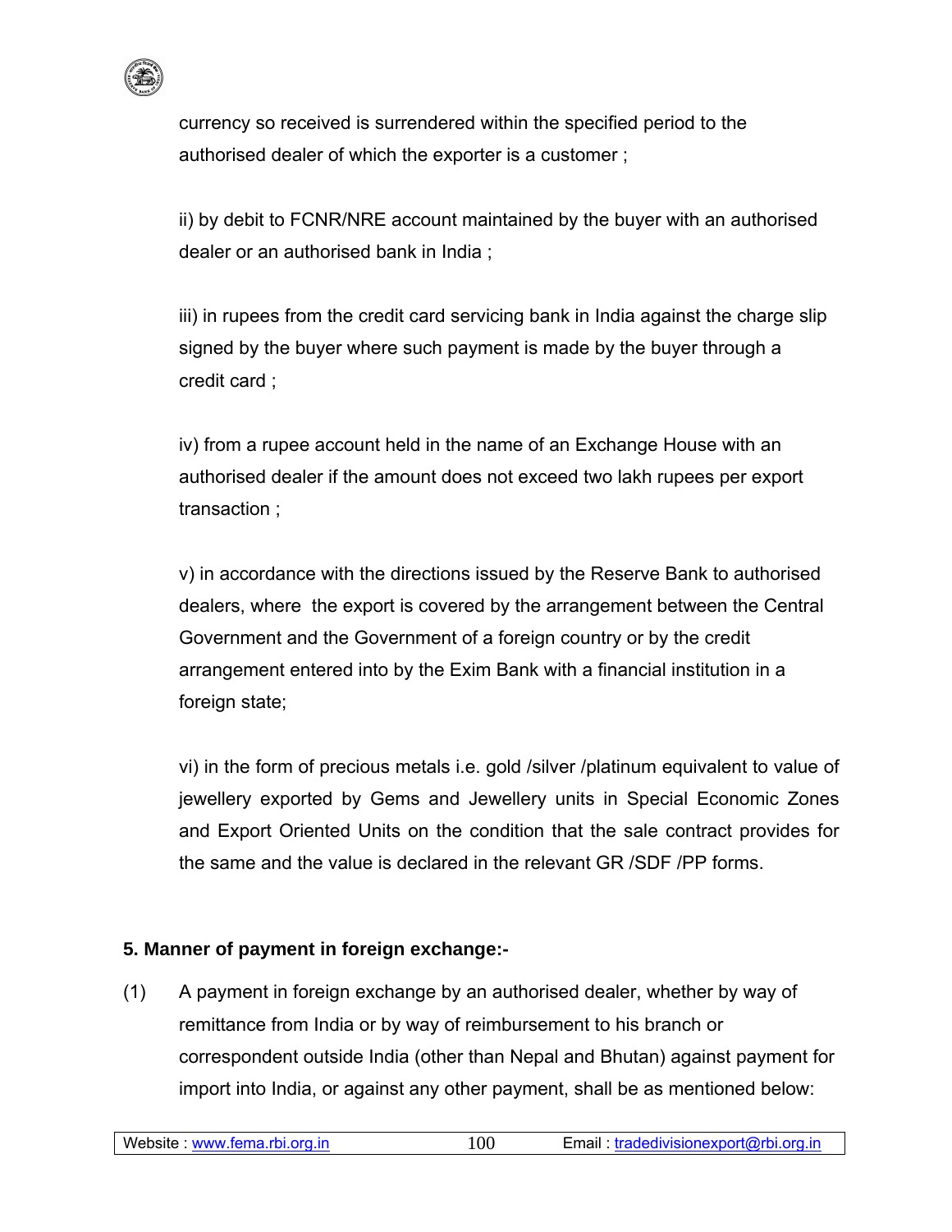currency so received is surrendered within the specified period to the authorised dealer of which the exporter is a customer ;

ii) by debit to FCNR/NRE account maintained by the buyer with an authorised dealer or an authorised bank in India ;

iii) in rupees from the credit card servicing bank in India against the charge slip signed by the buyer where such payment is made by the buyer through a credit card ;

iv) from a rupee account held in the name of an Exchange House with an authorised dealer if the amount does not exceed two lakh rupees per export transaction ;

v) in accordance with the directions issued by the Reserve Bank to authorised dealers, where the export is covered by the arrangement between the Central Government and the Government of a foreign country or by the credit arrangement entered into by the Exim Bank with a financial institution in a foreign state;

vi) in the form of precious metals i.e. gold /silver /platinum equivalent to value of jewellery exported by Gems and Jewellery units in Special Economic Zones and Export Oriented Units on the condition that the sale contract provides for the same and the value is declared in the relevant GR /SDF /PP forms.

**5. Manner of payment in foreign exchange:-**

(1) A payment in foreign exchange by an authorised dealer, whether by way of remittance from India or by way of reimbursement to his branch or correspondent outside India (other than Nepal and Bhutan) against payment for import into India, or against any other payment, shall be as mentioned below: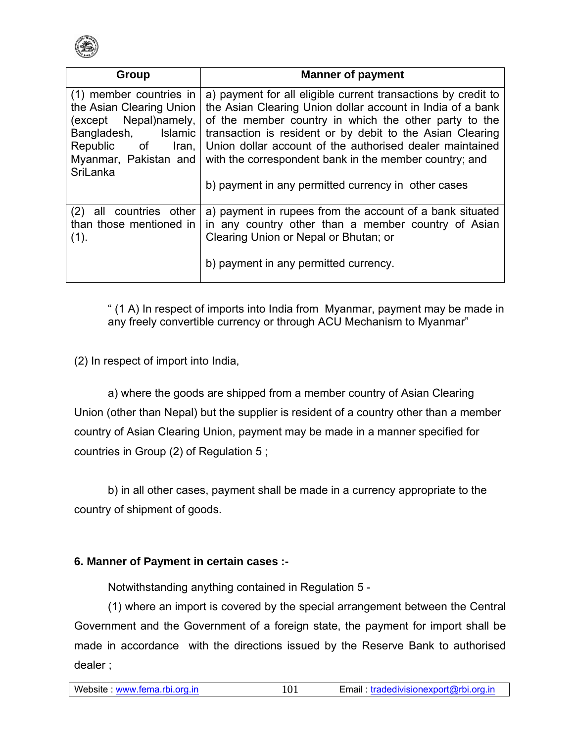| Group | Manner of payment |
| --- | --- |
| (1) member countries in the Asian Clearing Union (except Nepal)namely, Bangladesh, Islamic Republic of Iran, Myanmar, Pakistan and SriLanka | a) payment for all eligible current transactions by credit to the Asian Clearing Union dollar account in India of a bank of the member country in which the other party to the transaction is resident or by debit to the Asian Clearing Union dollar account of the authorised dealer maintained with the correspondent bank in the member country; and<br><br>b) payment in any permitted currency in other cases |
| (2) all countries other than those mentioned in (1). | a) payment in rupees from the account of a bank situated in any country other than a member country of Asian Clearing Union or Nepal or Bhutan; or<br><br>b) payment in any permitted currency. |

" (1 A) In respect of imports into India from Myanmar, payment may be made in any freely convertible currency or through ACU Mechanism to Myanmar"

(2) In respect of import into India,

a) where the goods are shipped from a member country of Asian Clearing Union (other than Nepal) but the supplier is resident of a country other than a member country of Asian Clearing Union, payment may be made in a manner specified for countries in Group (2) of Regulation 5 ;

b) in all other cases, payment shall be made in a currency appropriate to the country of shipment of goods.

**6. Manner of Payment in certain cases :-**

Notwithstanding anything contained in Regulation 5 -

(1) where an import is covered by the special arrangement between the Central Government and the Government of a foreign state, the payment for import shall be made in accordance with the directions issued by the Reserve Bank to authorised dealer ;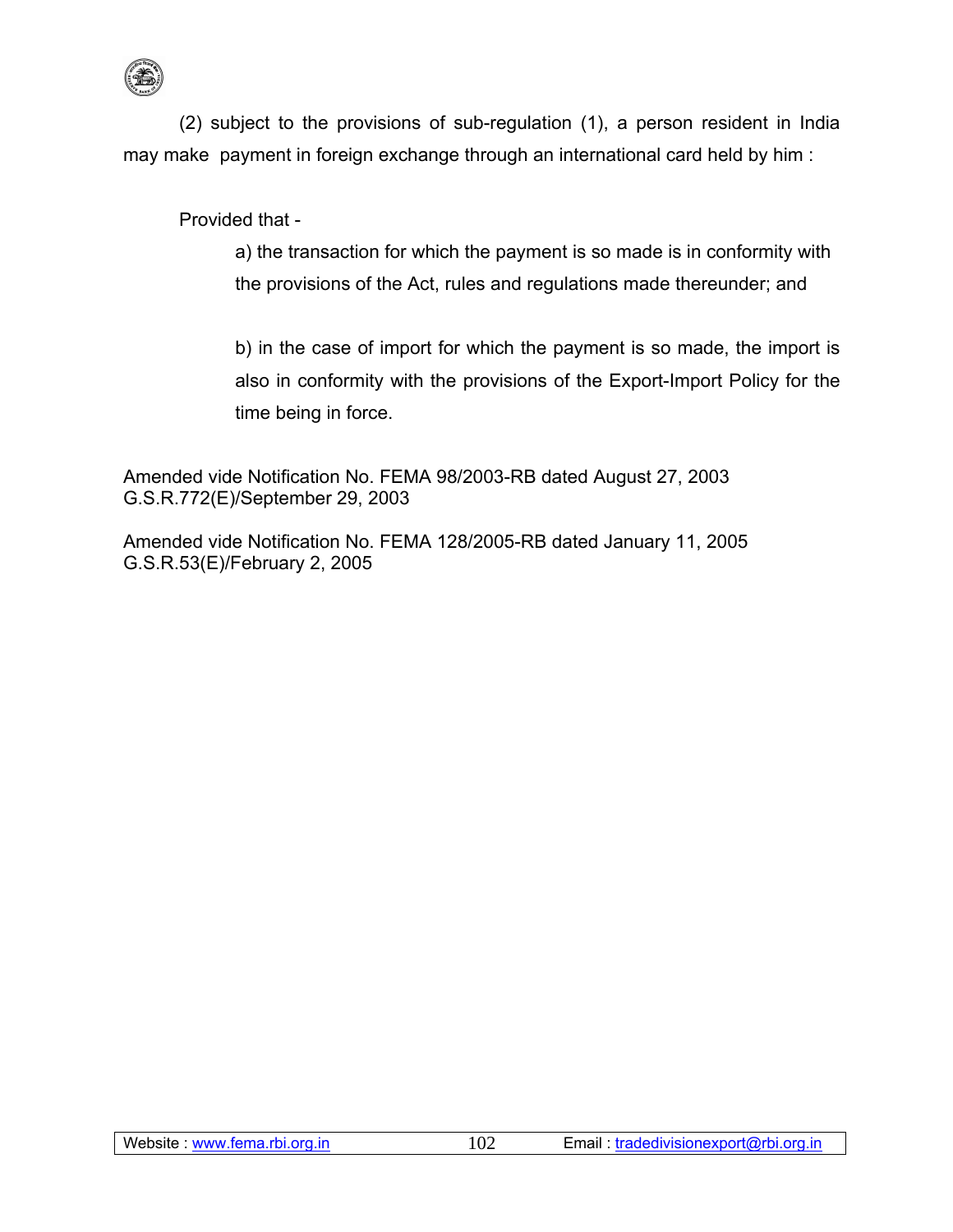(2) subject to the provisions of sub-regulation (1), a person resident in India may make payment in foreign exchange through an international card held by him :

Provided that -

a) the transaction for which the payment is so made is in conformity with the provisions of the Act, rules and regulations made thereunder; and

b) in the case of import for which the payment is so made, the import is also in conformity with the provisions of the Export-Import Policy for the time being in force.

Amended vide Notification No. FEMA 98/2003-RB dated August 27, 2003
G.S.R.772(E)/September 29, 2003

Amended vide Notification No. FEMA 128/2005-RB dated January 11, 2005
G.S.R.53(E)/February 2, 2005